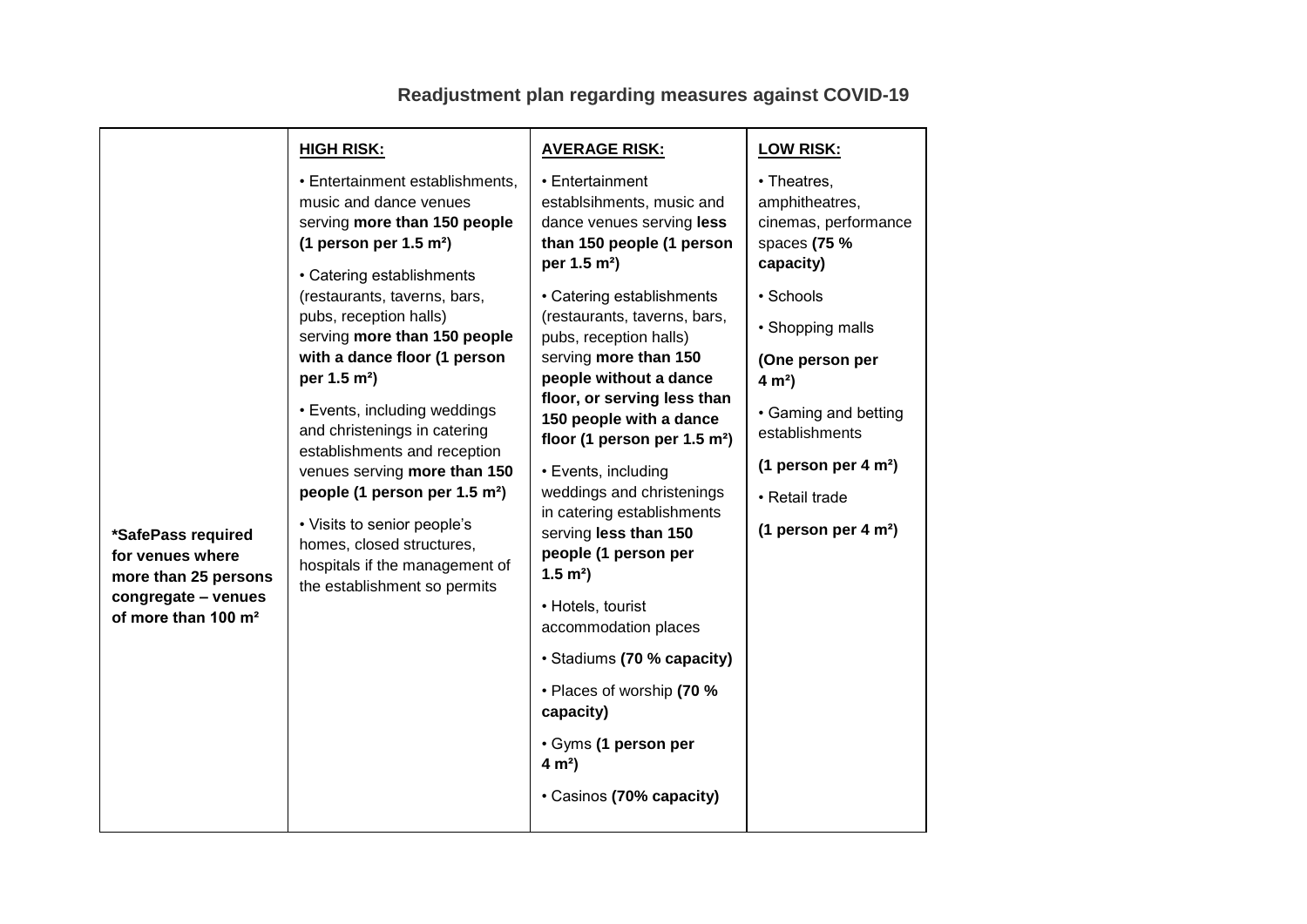# Readjustment plan regarding measures against COVID-19

| | **HIGH RISK:** | **AVERAGE RISK:** | **LOW RISK:** |
|---|---|---|---|
| ***SafePass required for venues where more than 25 persons congregate – venues of more than 100 m²** | • Entertainment establishments, music and dance venues serving **more than 150 people (1 person per 1.5 m²)**<br><br>• Catering establishments (restaurants, taverns, bars, pubs, reception halls) serving **more than 150 people with a dance floor (1 person per 1.5 m²)**<br><br>• Events, including weddings and christenings in catering establishments and reception venues serving **more than 150 people (1 person per 1.5 m²)**<br><br>• Visits to senior people's homes, closed structures, hospitals if the management of the establishment so permits | • Entertainment establsihments, music and dance venues serving **less than 150 people (1 person per 1.5 m²)**<br><br>• Catering establishments (restaurants, taverns, bars, pubs, reception halls) serving **more than 150 people without a dance floor, or serving less than 150 people with a dance floor (1 person per 1.5 m²)**<br><br>• Events, including weddings and christenings in catering establishments serving **less than 150 people (1 person per 1.5 m²)**<br><br>• Hotels, tourist accommodation places<br><br>• Stadiums **(70 % capacity)**<br><br>• Places of worship **(70 % capacity)**<br><br>• Gyms **(1 person per 4 m²)**<br><br>• Casinos **(70% capacity)** | • Theatres, amphitheatres, cinemas, performance spaces **(75 % capacity)**<br><br>• Schools<br><br>• Shopping malls<br><br>**(One person per 4 m²)**<br><br>• Gaming and betting establishments<br><br>**(1 person per 4 m²)**<br><br>• Retail trade<br><br>**(1 person per 4 m²)** |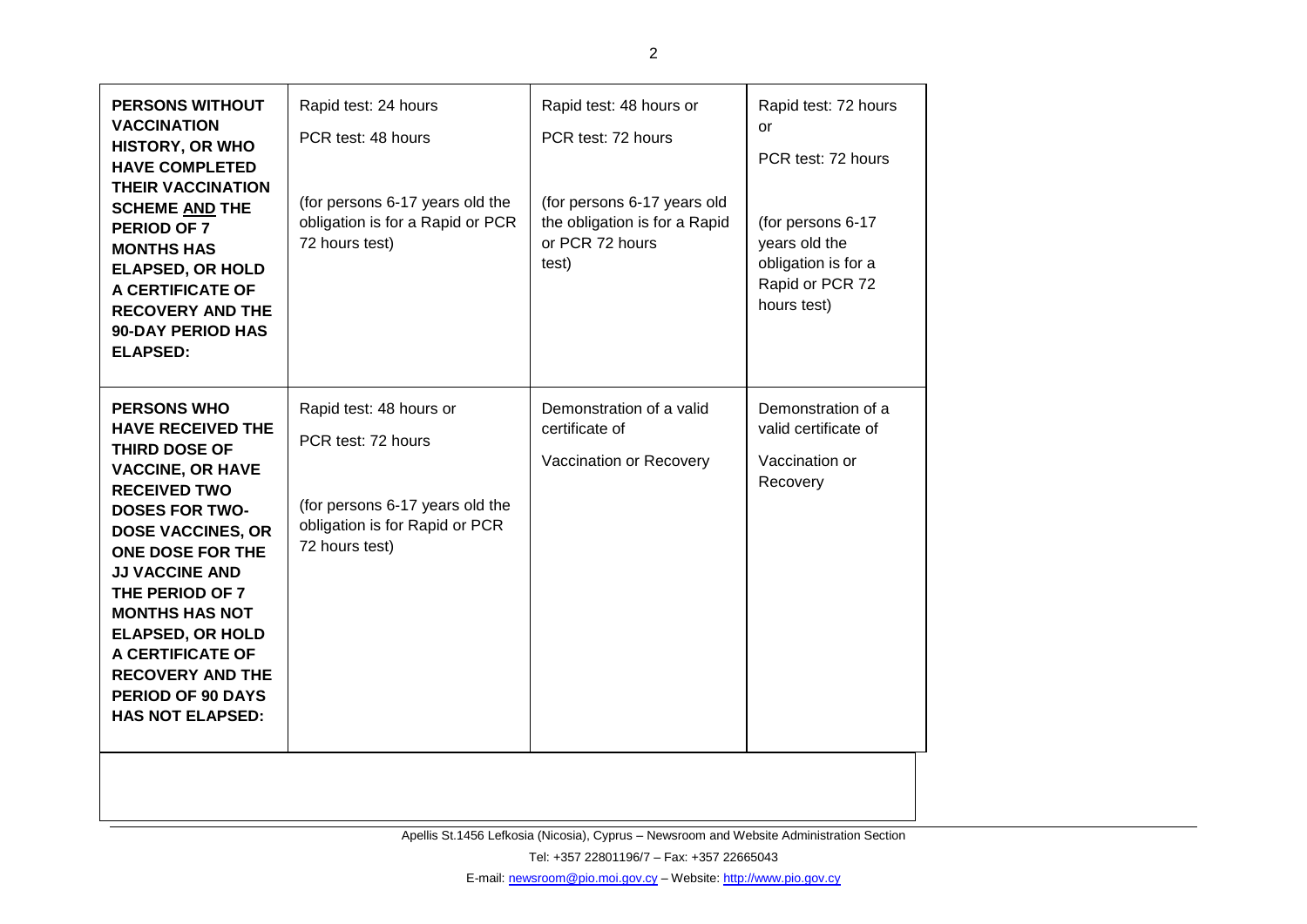| | | | |
|---|---|---|---|
| **PERSONS WITHOUT VACCINATION HISTORY, OR WHO HAVE COMPLETED THEIR VACCINATION SCHEME AND THE PERIOD OF 7 MONTHS HAS ELAPSED, OR HOLD A CERTIFICATE OF RECOVERY AND THE 90-DAY PERIOD HAS ELAPSED:** | Rapid test: 24 hours<br>PCR test: 48 hours<br><br>(for persons 6-17 years old the obligation is for a Rapid or PCR 72 hours test) | Rapid test: 48 hours or<br>PCR test: 72 hours<br><br>(for persons 6-17 years old the obligation is for a Rapid or PCR 72 hours test) | Rapid test: 72 hours or<br>PCR test: 72 hours<br><br>(for persons 6-17 years old the obligation is for a Rapid or PCR 72 hours test) |
| **PERSONS WHO HAVE RECEIVED THE THIRD DOSE OF VACCINE, OR HAVE RECEIVED TWO DOSES FOR TWO-DOSE VACCINES, OR ONE DOSE FOR THE JJ VACCINE AND THE PERIOD OF 7 MONTHS HAS NOT ELAPSED, OR HOLD A CERTIFICATE OF RECOVERY AND THE PERIOD OF 90 DAYS HAS NOT ELAPSED:** | Rapid test: 48 hours or<br>PCR test: 72 hours<br><br>(for persons 6-17 years old the obligation is for Rapid or PCR 72 hours test) | Demonstration of a valid certificate of<br>Vaccination or Recovery | Demonstration of a valid certificate of<br>Vaccination or Recovery |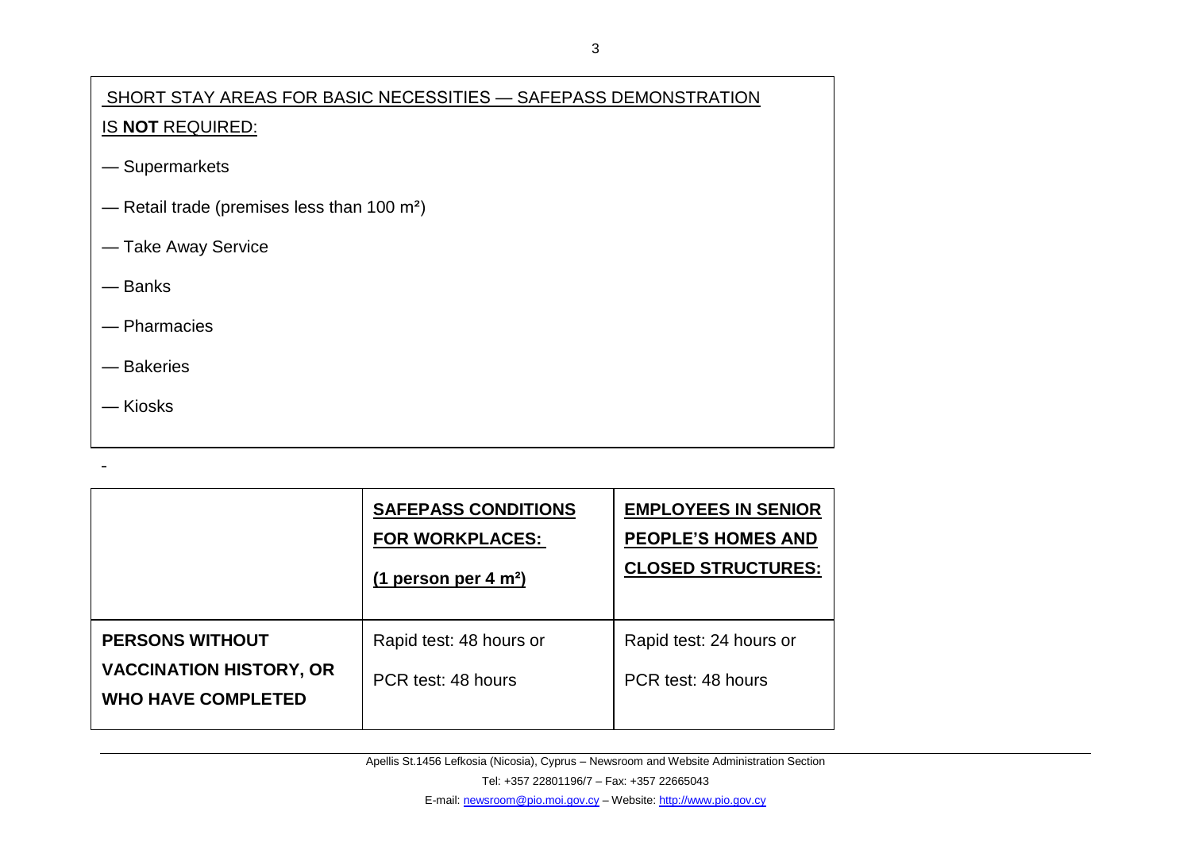SHORT STAY AREAS FOR BASIC NECESSITIES — SAFEPASS DEMONSTRATION IS **NOT** REQUIRED:

— Supermarkets

— Retail trade (premises less than 100 m²)

— Take Away Service

— Banks

— Pharmacies

— Bakeries

— Kiosks

-

| | **SAFEPASS CONDITIONS FOR WORKPLACES:** **(1 person per 4 m²)** | **EMPLOYEES IN SENIOR PEOPLE'S HOMES AND CLOSED STRUCTURES:** |
|---|---|---|
| **PERSONS WITHOUT VACCINATION HISTORY, OR WHO HAVE COMPLETED** | Rapid test: 48 hours or PCR test: 48 hours | Rapid test: 24 hours or PCR test: 48 hours |

Apellis St.1456 Lefkosia (Nicosia), Cyprus – Newsroom and Website Administration Section

Tel: +357 22801196/7 – Fax: +357 22665043

E-mail: newsroom@pio.moi.gov.cy – Website: http://www.pio.gov.cy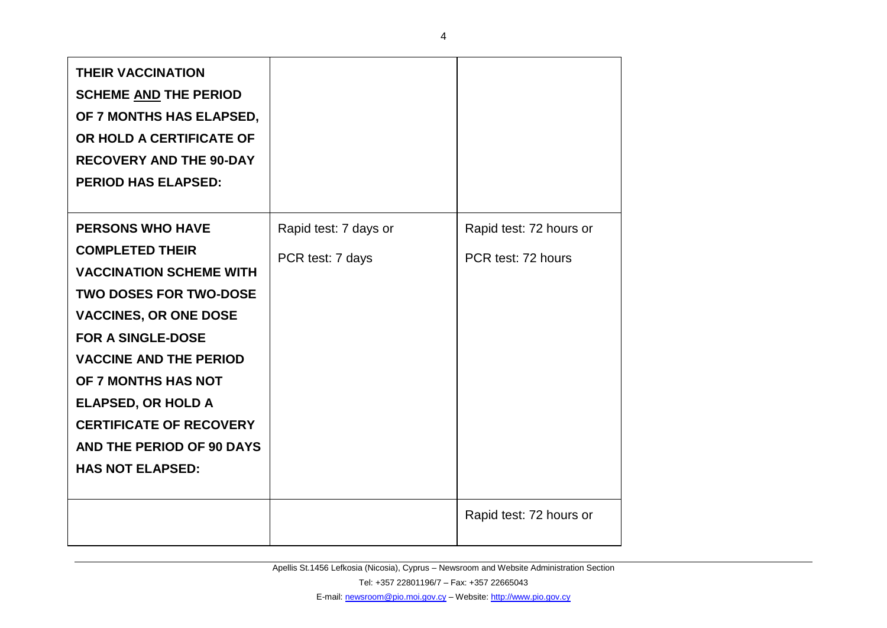| | | |
|---|---|---|
| **THEIR VACCINATION SCHEME AND THE PERIOD OF 7 MONTHS HAS ELAPSED, OR HOLD A CERTIFICATE OF RECOVERY AND THE 90-DAY PERIOD HAS ELAPSED:** | | |
| **PERSONS WHO HAVE COMPLETED THEIR VACCINATION SCHEME WITH TWO DOSES FOR TWO-DOSE VACCINES, OR ONE DOSE FOR A SINGLE-DOSE VACCINE AND THE PERIOD OF 7 MONTHS HAS NOT ELAPSED, OR HOLD A CERTIFICATE OF RECOVERY AND THE PERIOD OF 90 DAYS HAS NOT ELAPSED:** | Rapid test: 7 days or<br>PCR test: 7 days | Rapid test: 72 hours or<br>PCR test: 72 hours |
| | | Rapid test: 72 hours or |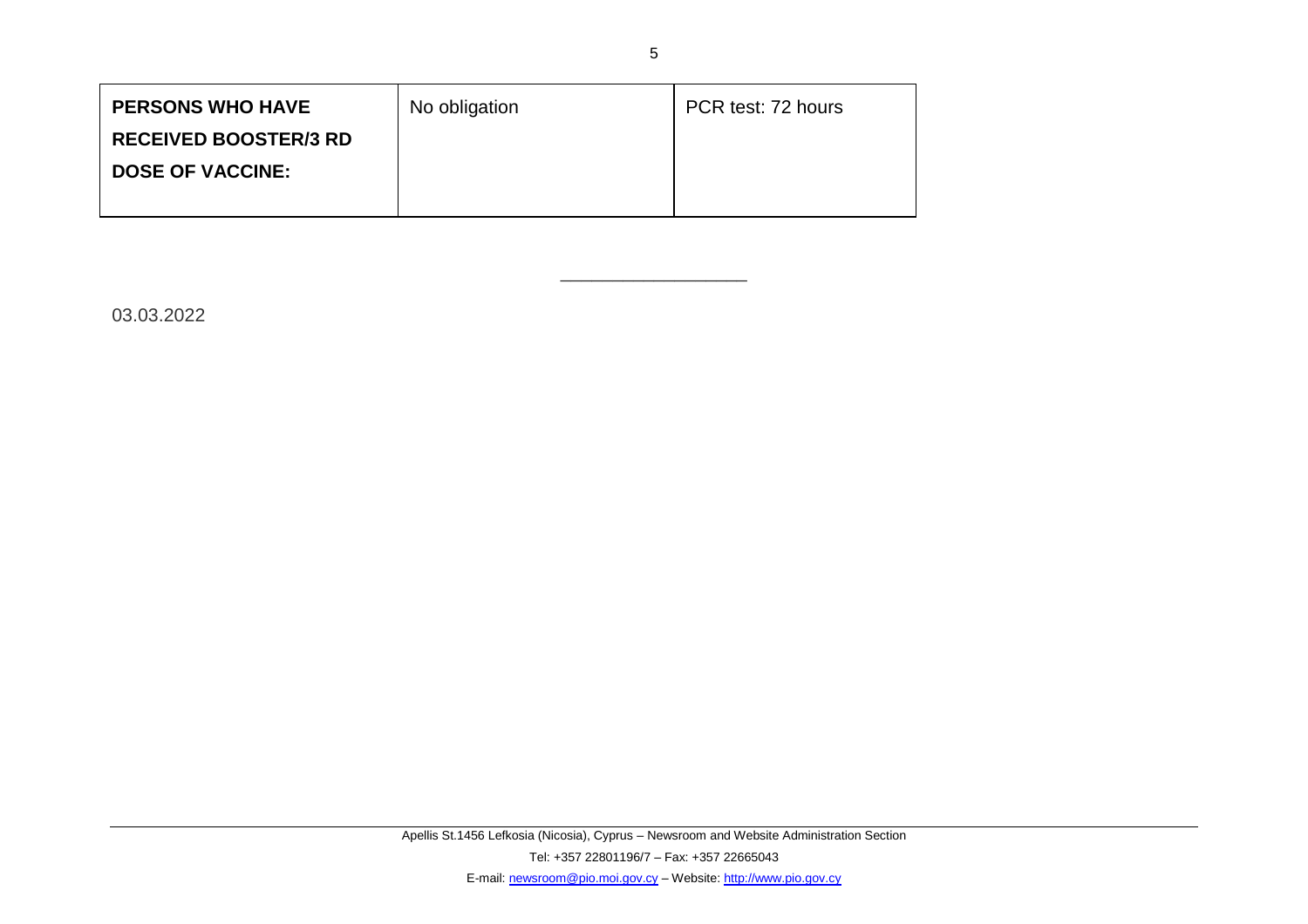| | | |
|---|---|---|
| **PERSONS WHO HAVE RECEIVED BOOSTER/3 RD DOSE OF VACCINE:** | No obligation | PCR test: 72 hours |

\_\_\_\_\_\_\_\_\_\_\_\_\_\_\_\_\_\_\_

03.03.2022

Apellis St.1456 Lefkosia (Nicosia), Cyprus – Newsroom and Website Administration Section

Tel: +357 22801196/7 – Fax: +357 22665043

E-mail: newsroom@pio.moi.gov.cy – Website: http://www.pio.gov.cy